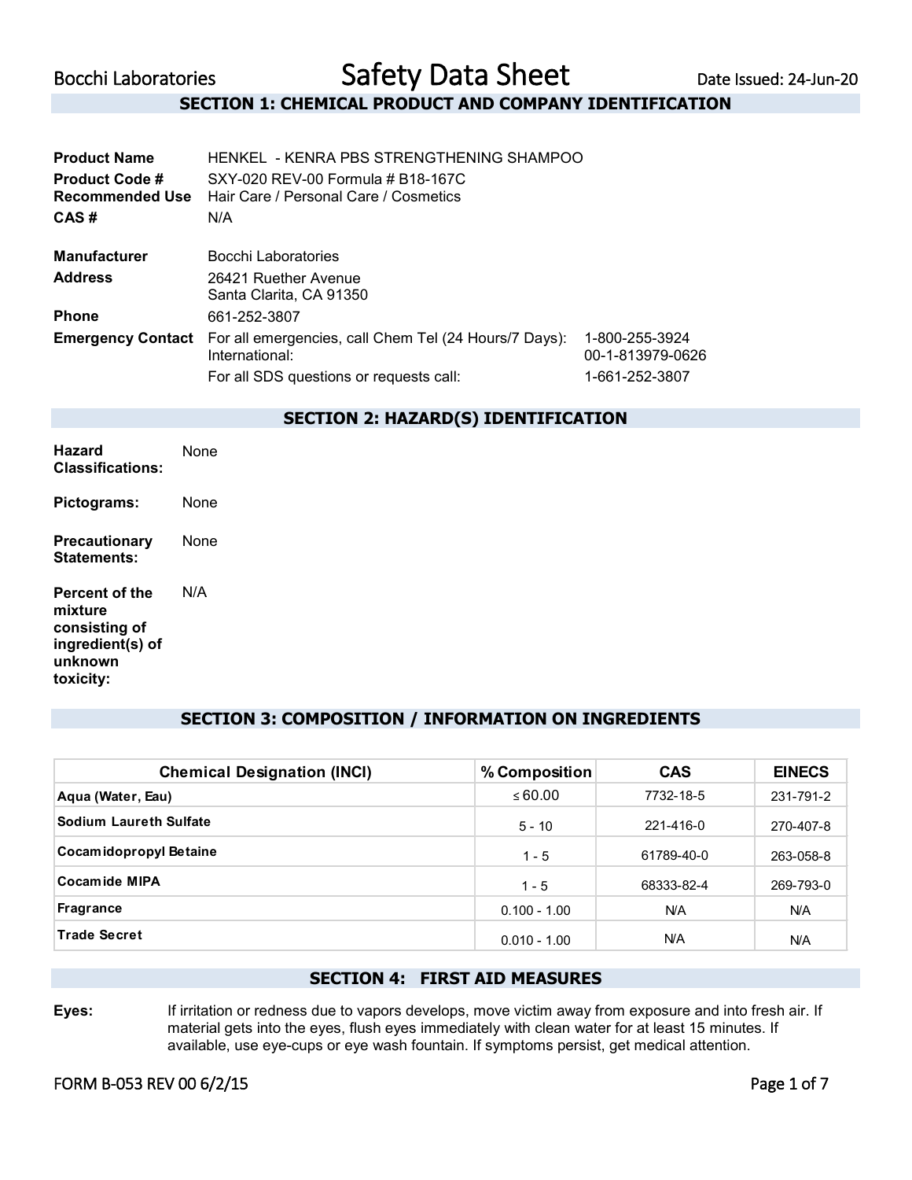# Safety Data Sheet

Bocchi Laboratories

Date Issued: 24-Jun-20

## SECTION 1: CHEMICAL PRODUCT AND COMPANY IDENTIFICATION

**Product Name** HENKEL - KENRA PBS STRENGTHENING SHAMPOO

**Product Code #** SXY-020 REV-00 Formula # B18-167C

**Recommended Use** Hair Care / Personal Care / Cosmetics

**CAS #** N/A

**Manufacturer** Bocchi Laboratories

**Address** 26421 Ruether Avenue
Santa Clarita, CA 91350

**Phone** 661-252-3807

**Emergency Contact** For all emergencies, call Chem Tel (24 Hours/7 Days): 1-800-255-3924
International: 00-1-813979-0626
For all SDS questions or requests call: 1-661-252-3807

## SECTION 2: HAZARD(S) IDENTIFICATION

**Hazard Classifications:** None

**Pictograms:** None

**Precautionary Statements:** None

**Percent of the mixture consisting of ingredient(s) of unknown toxicity:** N/A

## SECTION 3: COMPOSITION / INFORMATION ON INGREDIENTS

| Chemical Designation (INCI) | % Composition | CAS | EINECS |
|---|---|---|---|
| Aqua (Water, Eau) | ≤ 60.00 | 7732-18-5 | 231-791-2 |
| Sodium Laureth Sulfate | 5 - 10 | 221-416-0 | 270-407-8 |
| Cocamidopropyl Betaine | 1 - 5 | 61789-40-0 | 263-058-8 |
| Cocamide MIPA | 1 - 5 | 68333-82-4 | 269-793-0 |
| Fragrance | 0.100 - 1.00 | N/A | N/A |
| Trade Secret | 0.010 - 1.00 | N/A | N/A |

## SECTION 4: FIRST AID MEASURES

**Eyes:** If irritation or redness due to vapors develops, move victim away from exposure and into fresh air. If material gets into the eyes, flush eyes immediately with clean water for at least 15 minutes. If available, use eye-cups or eye wash fountain. If symptoms persist, get medical attention.

FORM B-053 REV 00 6/2/15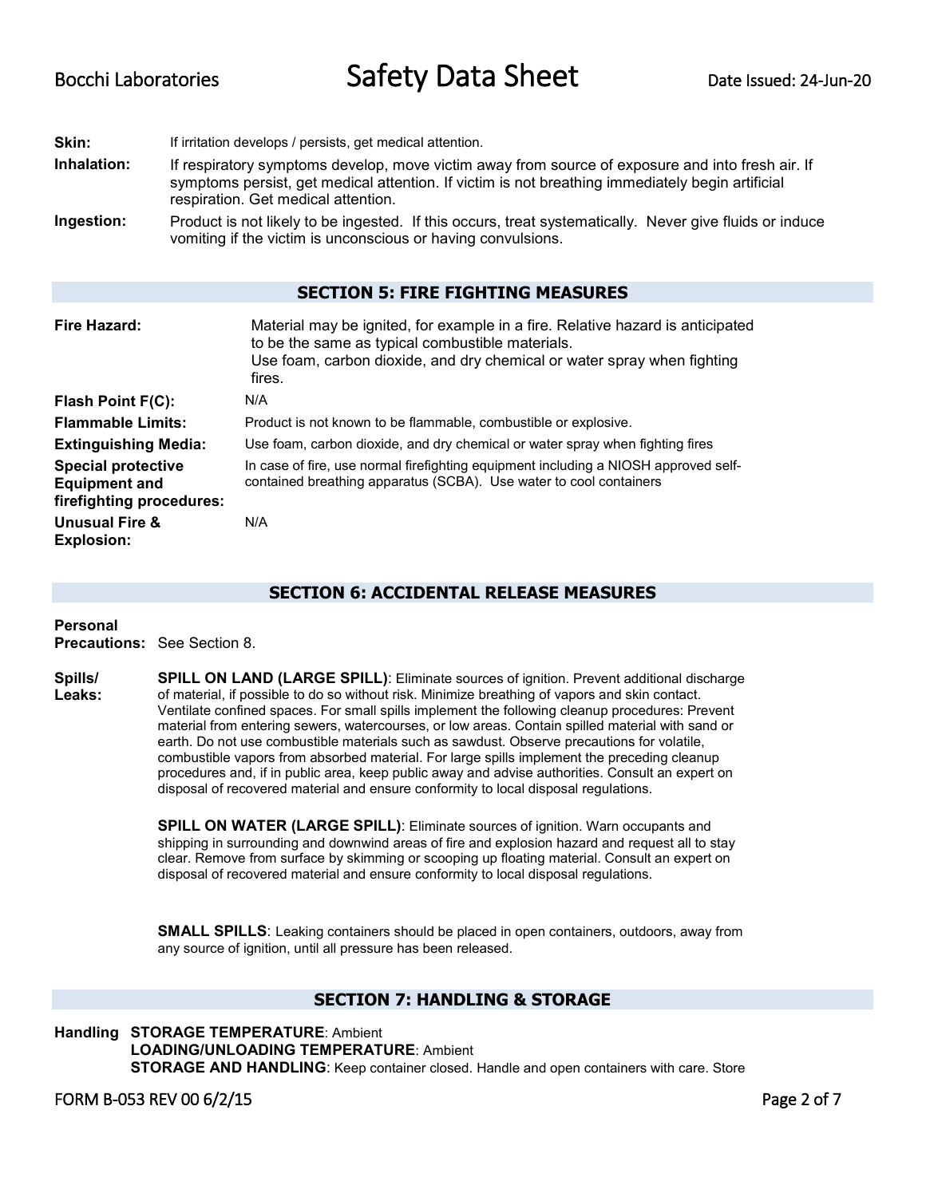**Skin:** If irritation develops / persists, get medical attention.

**Inhalation:** If respiratory symptoms develop, move victim away from source of exposure and into fresh air. If symptoms persist, get medical attention. If victim is not breathing immediately begin artificial respiration. Get medical attention.

**Ingestion:** Product is not likely to be ingested. If this occurs, treat systematically. Never give fluids or induce vomiting if the victim is unconscious or having convulsions.

## SECTION 5: FIRE FIGHTING MEASURES

**Fire Hazard:** Material may be ignited, for example in a fire. Relative hazard is anticipated to be the same as typical combustible materials.
Use foam, carbon dioxide, and dry chemical or water spray when fighting fires.

**Flash Point F(C):** N/A

**Flammable Limits:** Product is not known to be flammable, combustible or explosive.

**Extinguishing Media:** Use foam, carbon dioxide, and dry chemical or water spray when fighting fires

**Special protective Equipment and firefighting procedures:** In case of fire, use normal firefighting equipment including a NIOSH approved self-contained breathing apparatus (SCBA). Use water to cool containers

**Unusual Fire & Explosion:** N/A

## SECTION 6: ACCIDENTAL RELEASE MEASURES

**Personal Precautions:** See Section 8.

**Spills/ Leaks:** **SPILL ON LAND (LARGE SPILL)**: Eliminate sources of ignition. Prevent additional discharge of material, if possible to do so without risk. Minimize breathing of vapors and skin contact. Ventilate confined spaces. For small spills implement the following cleanup procedures: Prevent material from entering sewers, watercourses, or low areas. Contain spilled material with sand or earth. Do not use combustible materials such as sawdust. Observe precautions for volatile, combustible vapors from absorbed material. For large spills implement the preceding cleanup procedures and, if in public area, keep public away and advise authorities. Consult an expert on disposal of recovered material and ensure conformity to local disposal regulations.

**SPILL ON WATER (LARGE SPILL)**: Eliminate sources of ignition. Warn occupants and shipping in surrounding and downwind areas of fire and explosion hazard and request all to stay clear. Remove from surface by skimming or scooping up floating material. Consult an expert on disposal of recovered material and ensure conformity to local disposal regulations.

**SMALL SPILLS**: Leaking containers should be placed in open containers, outdoors, away from any source of ignition, until all pressure has been released.

## SECTION 7: HANDLING & STORAGE

**Handling** **STORAGE TEMPERATURE**: Ambient
**LOADING/UNLOADING TEMPERATURE**: Ambient
**STORAGE AND HANDLING**: Keep container closed. Handle and open containers with care. Store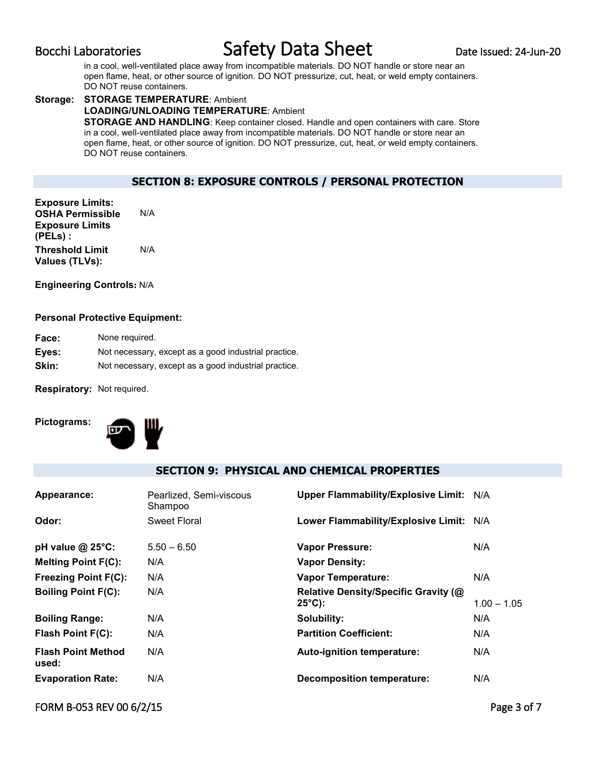in a cool, well-ventilated place away from incompatible materials. DO NOT handle or store near an open flame, heat, or other source of ignition. DO NOT pressurize, cut, heat, or weld empty containers. DO NOT reuse containers.

**Storage:** **STORAGE TEMPERATURE**: Ambient
**LOADING/UNLOADING TEMPERATURE**: Ambient
**STORAGE AND HANDLING**: Keep container closed. Handle and open containers with care. Store in a cool, well-ventilated place away from incompatible materials. DO NOT handle or store near an open flame, heat, or other source of ignition. DO NOT pressurize, cut, heat, or weld empty containers. DO NOT reuse containers.

## SECTION 8: EXPOSURE CONTROLS / PERSONAL PROTECTION

**Exposure Limits:**
**OSHA Permissible Exposure Limits (PELs) :** N/A

**Threshold Limit Values (TLVs):** N/A

**Engineering Controls:** N/A

**Personal Protective Equipment:**

**Face:** None required.
**Eyes:** Not necessary, except as a good industrial practice.
**Skin:** Not necessary, except as a good industrial practice.

**Respiratory:** Not required.

**Pictograms:**

## SECTION 9: PHYSICAL AND CHEMICAL PROPERTIES

| | | | |
|---|---|---|---|
| **Appearance:** | Pearlized, Semi-viscous Shampoo | **Upper Flammability/Explosive Limit:** | N/A |
| **Odor:** | Sweet Floral | **Lower Flammability/Explosive Limit:** | N/A |
| **pH value @ 25°C:** | 5.50 – 6.50 | **Vapor Pressure:** | N/A |
| **Melting Point F(C):** | N/A | **Vapor Density:** | |
| **Freezing Point F(C):** | N/A | **Vapor Temperature:** | N/A |
| **Boiling Point F(C):** | N/A | **Relative Density/Specific Gravity (@ 25°C):** | 1.00 – 1.05 |
| **Boiling Range:** | N/A | **Solubility:** | N/A |
| **Flash Point F(C):** | N/A | **Partition Coefficient:** | N/A |
| **Flash Point Method used:** | N/A | **Auto-ignition temperature:** | N/A |
| **Evaporation Rate:** | N/A | **Decomposition temperature:** | N/A |

FORM B-053 REV 00 6/2/15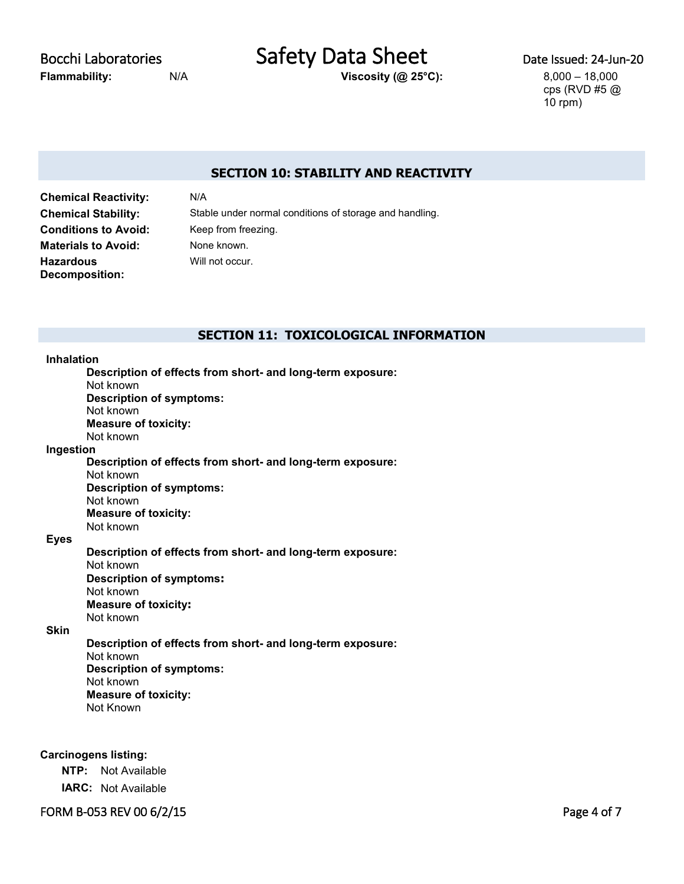**Flammability:** N/A **Viscosity (@ 25°C):** 8,000 – 18,000 cps (RVD #5 @ 10 rpm)

## SECTION 10: STABILITY AND REACTIVITY

**Chemical Reactivity:** N/A

**Chemical Stability:** Stable under normal conditions of storage and handling.

**Conditions to Avoid:** Keep from freezing.

**Materials to Avoid:** None known.

**Hazardous Decomposition:** Will not occur.

## SECTION 11: TOXICOLOGICAL INFORMATION

**Inhalation**

**Description of effects from short- and long-term exposure:**
Not known

**Description of symptoms:**
Not known

**Measure of toxicity:**
Not known

**Ingestion**

**Description of effects from short- and long-term exposure:**
Not known

**Description of symptoms:**
Not known

**Measure of toxicity:**
Not known

**Eyes**

**Description of effects from short- and long-term exposure:**
Not known

**Description of symptoms:**
Not known

**Measure of toxicity:**
Not known

**Skin**

**Description of effects from short- and long-term exposure:**
Not known

**Description of symptoms:**
Not known

**Measure of toxicity:**
Not Known

**Carcinogens listing:**

**NTP:** Not Available

**IARC:** Not Available

FORM B-053 REV 00 6/2/15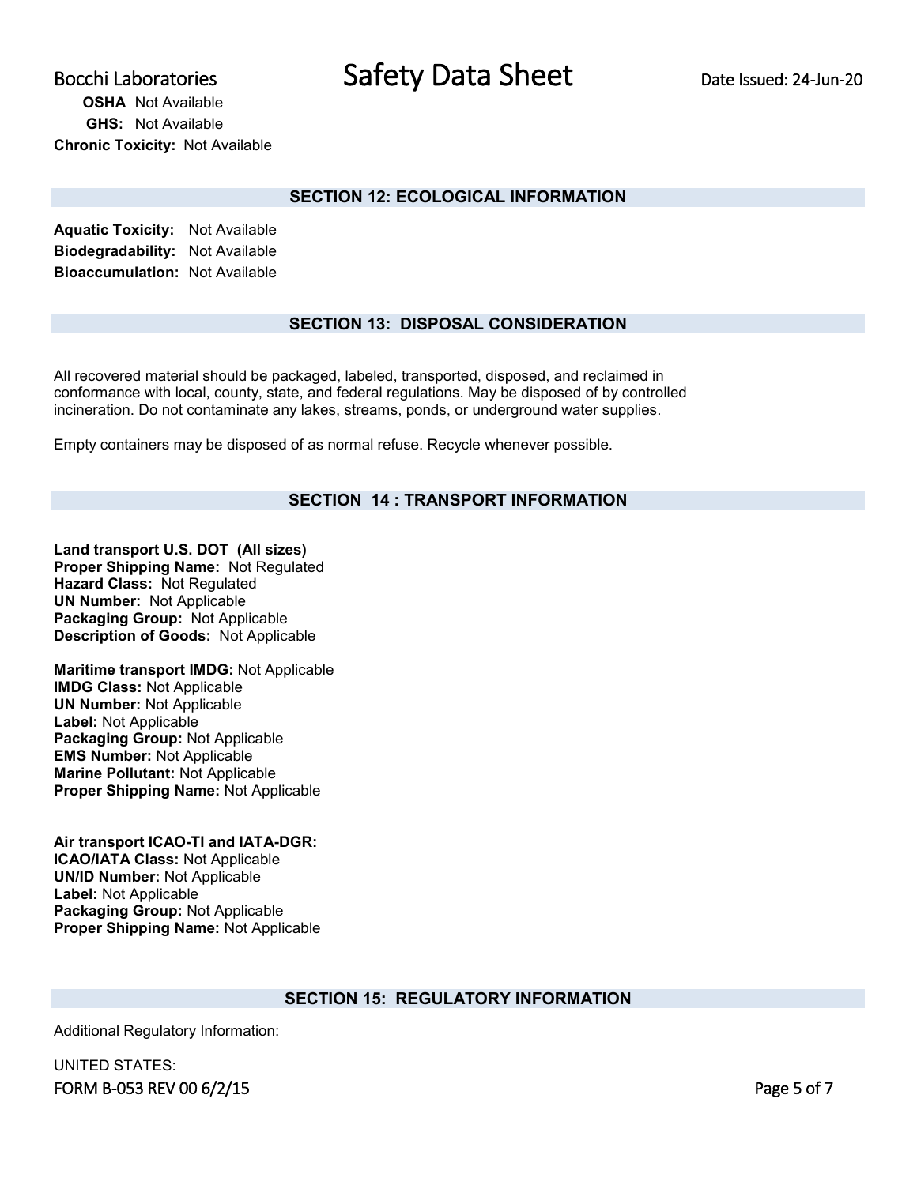**OSHA** Not Available
**GHS:** Not Available
**Chronic Toxicity:** Not Available

## SECTION 12: ECOLOGICAL INFORMATION

**Aquatic Toxicity:** Not Available
**Biodegradability:** Not Available
**Bioaccumulation:** Not Available

## SECTION 13: DISPOSAL CONSIDERATION

All recovered material should be packaged, labeled, transported, disposed, and reclaimed in conformance with local, county, state, and federal regulations. May be disposed of by controlled incineration. Do not contaminate any lakes, streams, ponds, or underground water supplies.

Empty containers may be disposed of as normal refuse. Recycle whenever possible.

## SECTION 14 : TRANSPORT INFORMATION

**Land transport U.S. DOT (All sizes)**
**Proper Shipping Name:** Not Regulated
**Hazard Class:** Not Regulated
**UN Number:** Not Applicable
**Packaging Group:** Not Applicable
**Description of Goods:** Not Applicable

**Maritime transport IMDG:** Not Applicable
**IMDG Class:** Not Applicable
**UN Number:** Not Applicable
**Label:** Not Applicable
**Packaging Group:** Not Applicable
**EMS Number:** Not Applicable
**Marine Pollutant:** Not Applicable
**Proper Shipping Name:** Not Applicable

**Air transport ICAO-TI and IATA-DGR:**
**ICAO/IATA Class:** Not Applicable
**UN/ID Number:** Not Applicable
**Label:** Not Applicable
**Packaging Group:** Not Applicable
**Proper Shipping Name:** Not Applicable

## SECTION 15: REGULATORY INFORMATION

Additional Regulatory Information:

UNITED STATES: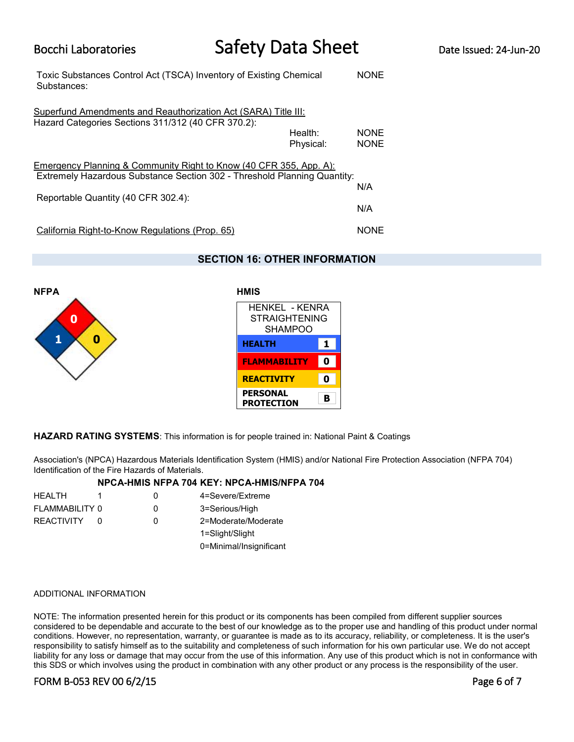Toxic Substances Control Act (TSCA) Inventory of Existing Chemical Substances: NONE

Superfund Amendments and Reauthorization Act (SARA) Title III:
Hazard Categories Sections 311/312 (40 CFR 370.2):

| | |
|---|---|
| Health: | NONE |
| Physical: | NONE |

Emergency Planning & Community Right to Know (40 CFR 355, App. A):

Extremely Hazardous Substance Section 302 - Threshold Planning Quantity: N/A

Reportable Quantity (40 CFR 302.4): N/A

California Right-to-Know Regulations (Prop. 65) NONE

## SECTION 16: OTHER INFORMATION

**NFPA**

Health: 1, Flammability: 0, Reactivity: 0

**HMIS**

| HENKEL - KENRA STRAIGHTENING SHAMPOO | |
|---|---|
| **HEALTH** | **1** |
| **FLAMMABILITY** | **0** |
| **REACTIVITY** | **0** |
| **PERSONAL PROTECTION** | **B** |

**HAZARD RATING SYSTEMS**: This information is for people trained in: National Paint & Coatings

Association's (NPCA) Hazardous Materials Identification System (HMIS) and/or National Fire Protection Association (NFPA 704) Identification of the Fire Hazards of Materials.

| | NPCA-HMIS | NFPA 704 | KEY: NPCA-HMIS/NFPA 704 |
|---|---|---|---|
| HEALTH | 1 | 0 | 4=Severe/Extreme |
| FLAMMABILITY | 0 | 0 | 3=Serious/High |
| REACTIVITY | 0 | 0 | 2=Moderate/Moderate |
| | | | 1=Slight/Slight |
| | | | 0=Minimal/Insignificant |

ADDITIONAL INFORMATION

NOTE: The information presented herein for this product or its components has been compiled from different supplier sources considered to be dependable and accurate to the best of our knowledge as to the proper use and handling of this product under normal conditions. However, no representation, warranty, or guarantee is made as to its accuracy, reliability, or completeness. It is the user's responsibility to satisfy himself as to the suitability and completeness of such information for his own particular use. We do not accept liability for any loss or damage that may occur from the use of this information. Any use of this product which is not in conformance with this SDS or which involves using the product in combination with any other product or any process is the responsibility of the user.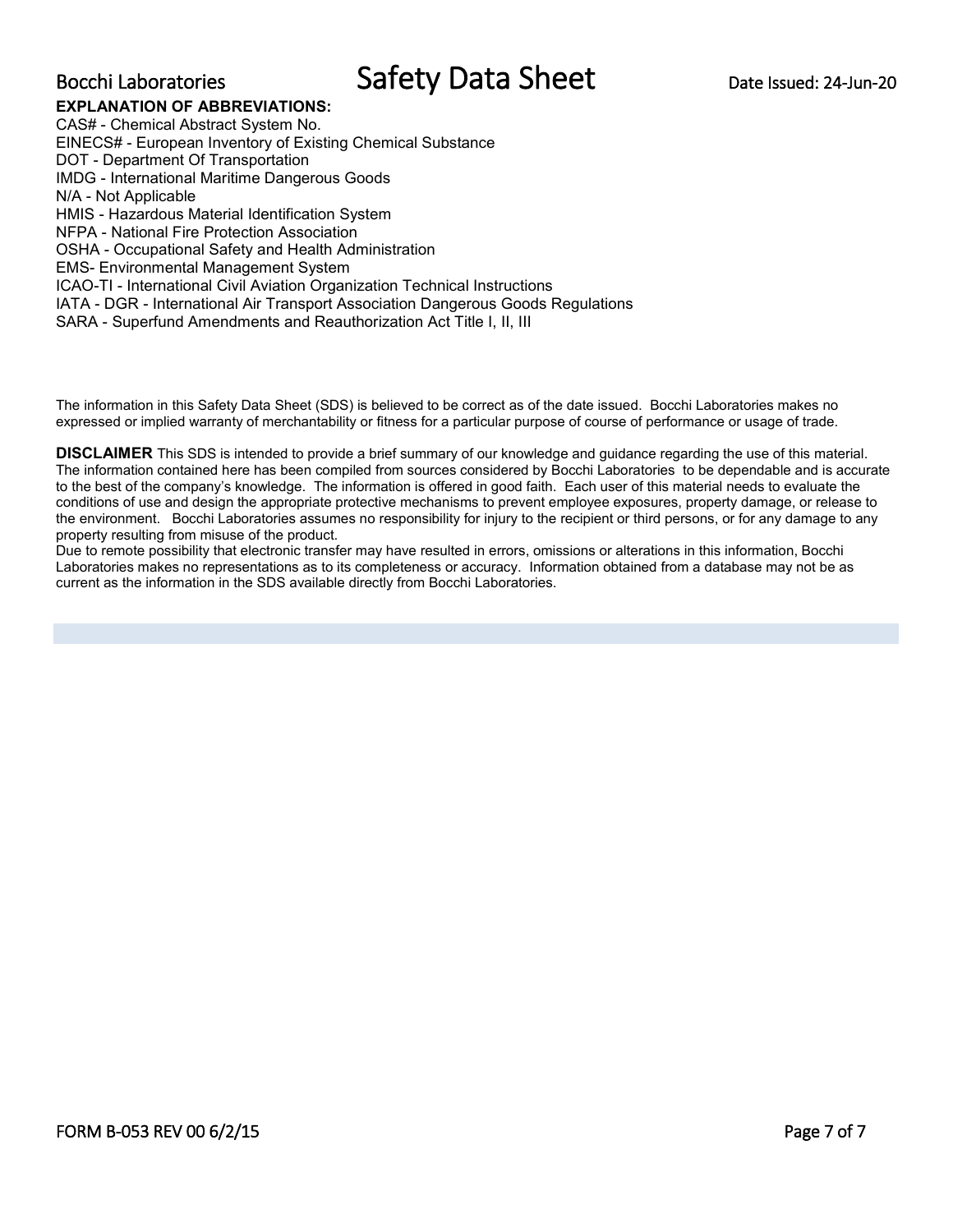**EXPLANATION OF ABBREVIATIONS:**

CAS# - Chemical Abstract System No.
EINECS# - European Inventory of Existing Chemical Substance
DOT - Department Of Transportation
IMDG - International Maritime Dangerous Goods
N/A - Not Applicable
HMIS - Hazardous Material Identification System
NFPA - National Fire Protection Association
OSHA - Occupational Safety and Health Administration
EMS- Environmental Management System
ICAO-TI - International Civil Aviation Organization Technical Instructions
IATA - DGR - International Air Transport Association Dangerous Goods Regulations
SARA - Superfund Amendments and Reauthorization Act Title I, II, III

The information in this Safety Data Sheet (SDS) is believed to be correct as of the date issued. Bocchi Laboratories makes no expressed or implied warranty of merchantability or fitness for a particular purpose of course of performance or usage of trade.

**DISCLAIMER** This SDS is intended to provide a brief summary of our knowledge and guidance regarding the use of this material. The information contained here has been compiled from sources considered by Bocchi Laboratories to be dependable and is accurate to the best of the company's knowledge. The information is offered in good faith. Each user of this material needs to evaluate the conditions of use and design the appropriate protective mechanisms to prevent employee exposures, property damage, or release to the environment. Bocchi Laboratories assumes no responsibility for injury to the recipient or third persons, or for any damage to any property resulting from misuse of the product.
Due to remote possibility that electronic transfer may have resulted in errors, omissions or alterations in this information, Bocchi Laboratories makes no representations as to its completeness or accuracy. Information obtained from a database may not be as current as the information in the SDS available directly from Bocchi Laboratories.